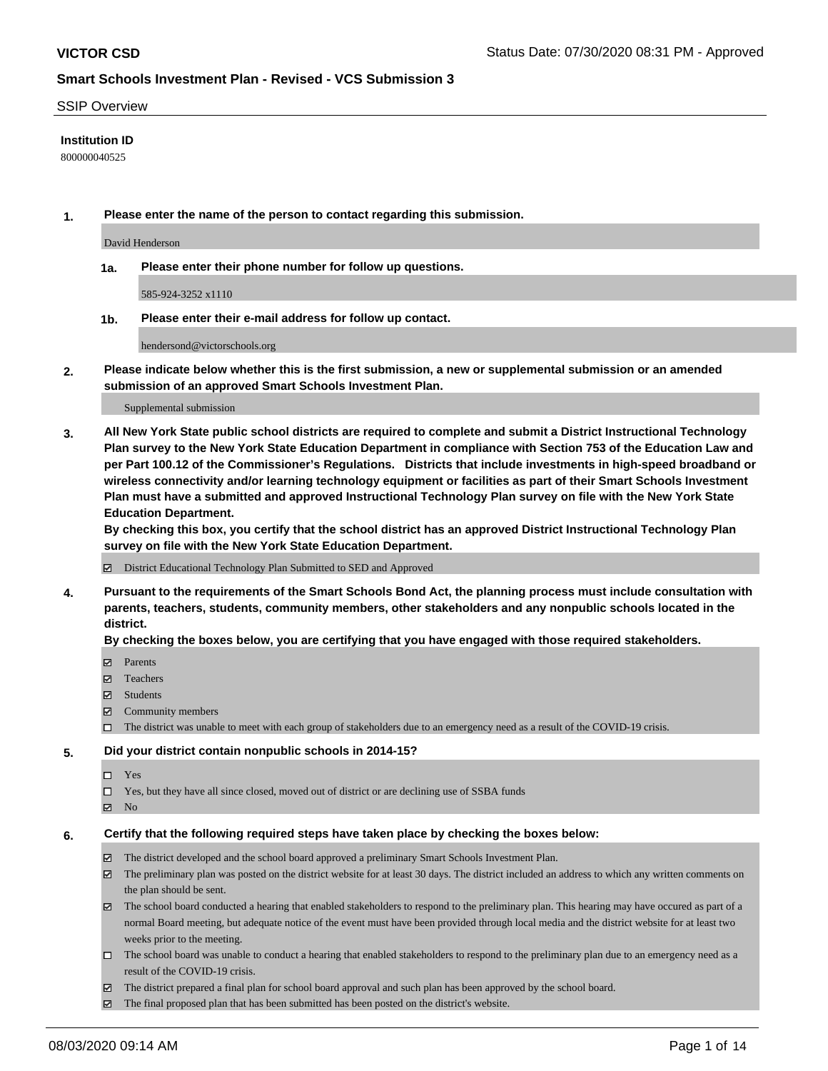## SSIP Overview

**Institution ID**

800000040525

**1. Please enter the name of the person to contact regarding this submission.**

David Henderson

**1a. Please enter their phone number for follow up questions.**

585-924-3252 x1110

**1b. Please enter their e-mail address for follow up contact.**

hendersond@victorschools.org

**2. Please indicate below whether this is the first submission, a new or supplemental submission or an amended submission of an approved Smart Schools Investment Plan.**

Supplemental submission

**3. All New York State public school districts are required to complete and submit a District Instructional Technology Plan survey to the New York State Education Department in compliance with Section 753 of the Education Law and per Part 100.12 of the Commissioner's Regulations. Districts that include investments in high-speed broadband or wireless connectivity and/or learning technology equipment or facilities as part of their Smart Schools Investment Plan must have a submitted and approved Instructional Technology Plan survey on file with the New York State Education Department.**
**By checking this box, you certify that the school district has an approved District Instructional Technology Plan survey on file with the New York State Education Department.**

- ☑ District Educational Technology Plan Submitted to SED and Approved

**4. Pursuant to the requirements of the Smart Schools Bond Act, the planning process must include consultation with parents, teachers, students, community members, other stakeholders and any nonpublic schools located in the district.**
**By checking the boxes below, you are certifying that you have engaged with those required stakeholders.**

- ☑ Parents
- ☑ Teachers
- ☑ Students
- ☑ Community members
- ☐ The district was unable to meet with each group of stakeholders due to an emergency need as a result of the COVID-19 crisis.

**5. Did your district contain nonpublic schools in 2014-15?**

- ☐ Yes
- ☐ Yes, but they have all since closed, moved out of district or are declining use of SSBA funds
- ☑ No

**6. Certify that the following required steps have taken place by checking the boxes below:**

- ☑ The district developed and the school board approved a preliminary Smart Schools Investment Plan.
- ☑ The preliminary plan was posted on the district website for at least 30 days. The district included an address to which any written comments on the plan should be sent.
- ☑ The school board conducted a hearing that enabled stakeholders to respond to the preliminary plan. This hearing may have occured as part of a normal Board meeting, but adequate notice of the event must have been provided through local media and the district website for at least two weeks prior to the meeting.
- ☐ The school board was unable to conduct a hearing that enabled stakeholders to respond to the preliminary plan due to an emergency need as a result of the COVID-19 crisis.
- ☑ The district prepared a final plan for school board approval and such plan has been approved by the school board.
- ☑ The final proposed plan that has been submitted has been posted on the district's website.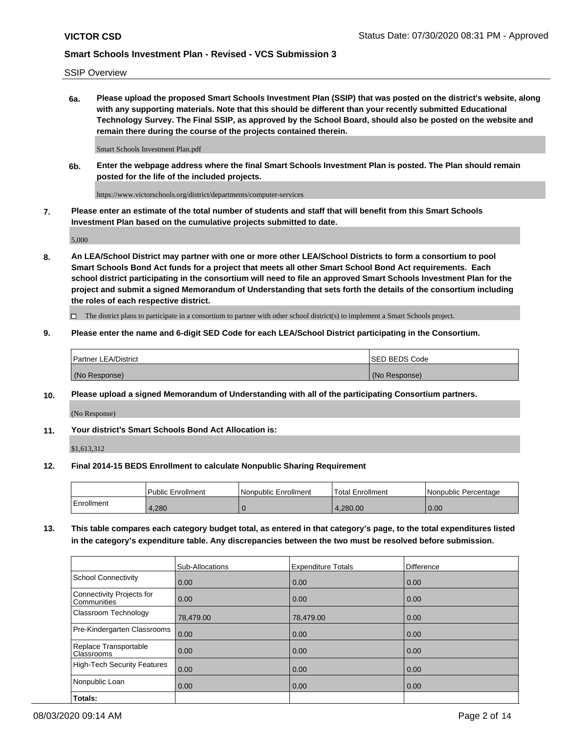SSIP Overview

**6a. Please upload the proposed Smart Schools Investment Plan (SSIP) that was posted on the district's website, along with any supporting materials. Note that this should be different than your recently submitted Educational Technology Survey. The Final SSIP, as approved by the School Board, should also be posted on the website and remain there during the course of the projects contained therein.**

Smart Schools Investment Plan.pdf

**6b. Enter the webpage address where the final Smart Schools Investment Plan is posted. The Plan should remain posted for the life of the included projects.**

https://www.victorschools.org/district/departments/computer-services

**7. Please enter an estimate of the total number of students and staff that will benefit from this Smart Schools Investment Plan based on the cumulative projects submitted to date.**

5,000

**8. An LEA/School District may partner with one or more other LEA/School Districts to form a consortium to pool Smart Schools Bond Act funds for a project that meets all other Smart School Bond Act requirements. Each school district participating in the consortium will need to file an approved Smart Schools Investment Plan for the project and submit a signed Memorandum of Understanding that sets forth the details of the consortium including the roles of each respective district.**

☐ The district plans to participate in a consortium to partner with other school district(s) to implement a Smart Schools project.

**9. Please enter the name and 6-digit SED Code for each LEA/School District participating in the Consortium.**

| Partner LEA/District | SED BEDS Code |
|---|---|
| (No Response) | (No Response) |

**10. Please upload a signed Memorandum of Understanding with all of the participating Consortium partners.**

(No Response)

**11. Your district's Smart Schools Bond Act Allocation is:**

$1,613,312

**12. Final 2014-15 BEDS Enrollment to calculate Nonpublic Sharing Requirement**

| | Public Enrollment | Nonpublic Enrollment | Total Enrollment | Nonpublic Percentage |
|---|---|---|---|---|
| Enrollment | 4,280 | 0 | 4,280.00 | 0.00 |

**13. This table compares each category budget total, as entered in that category's page, to the total expenditures listed in the category's expenditure table. Any discrepancies between the two must be resolved before submission.**

| | Sub-Allocations | Expenditure Totals | Difference |
|---|---|---|---|
| School Connectivity | 0.00 | 0.00 | 0.00 |
| Connectivity Projects for Communities | 0.00 | 0.00 | 0.00 |
| Classroom Technology | 78,479.00 | 78,479.00 | 0.00 |
| Pre-Kindergarten Classrooms | 0.00 | 0.00 | 0.00 |
| Replace Transportable Classrooms | 0.00 | 0.00 | 0.00 |
| High-Tech Security Features | 0.00 | 0.00 | 0.00 |
| Nonpublic Loan | 0.00 | 0.00 | 0.00 |
| **Totals:** | | | |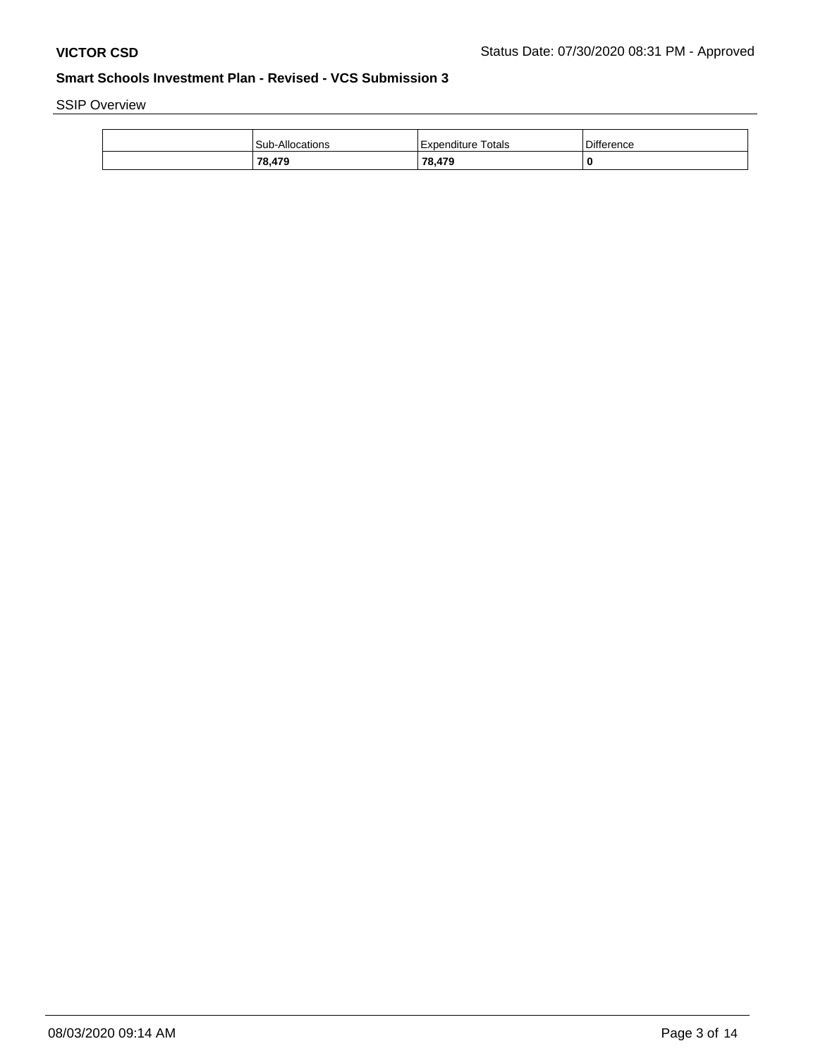SSIP Overview

| | Sub-Allocations | Expenditure Totals | Difference |
|---|---|---|---|
| | **78,479** | **78,479** | **0** |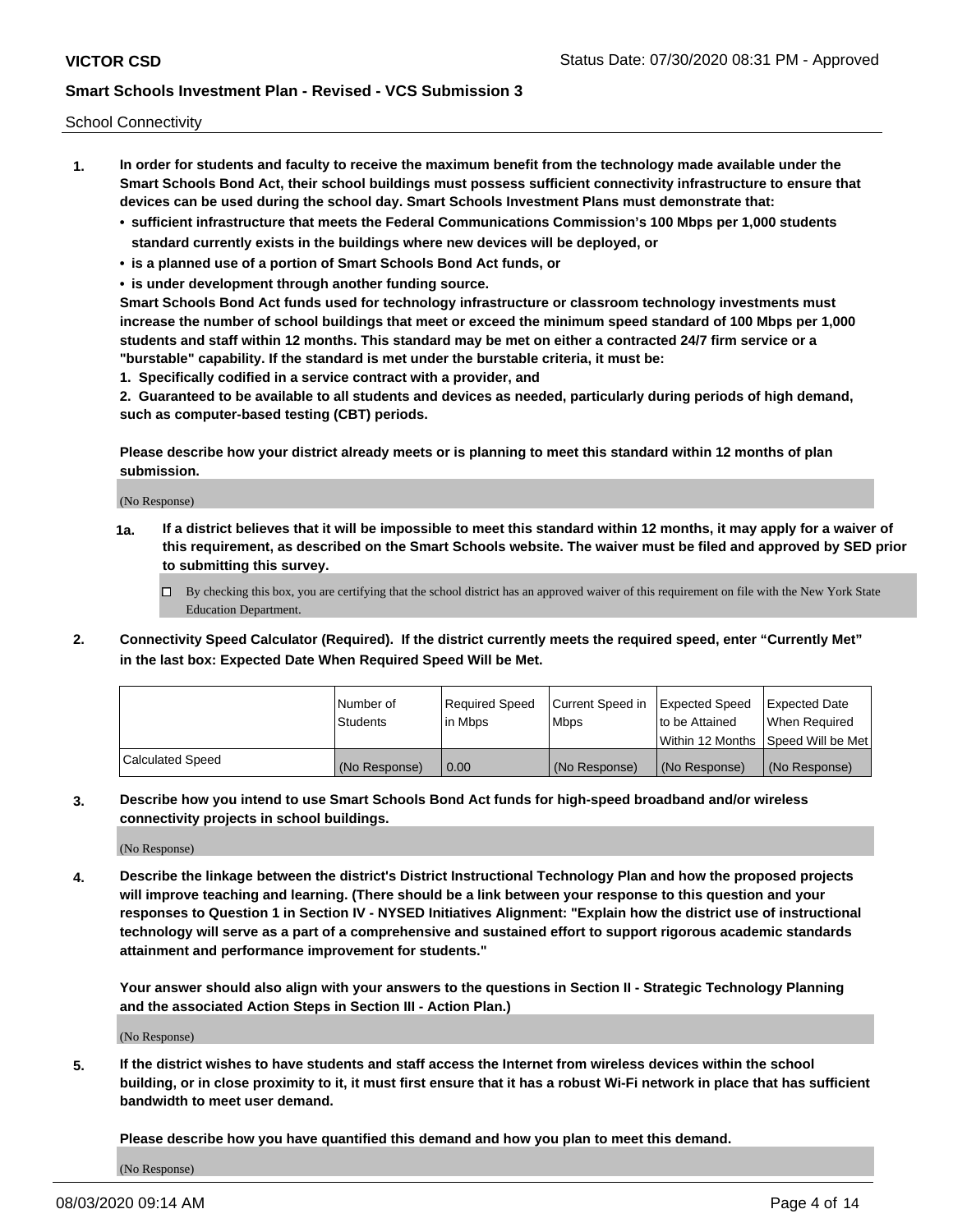School Connectivity

1. **In order for students and faculty to receive the maximum benefit from the technology made available under the Smart Schools Bond Act, their school buildings must possess sufficient connectivity infrastructure to ensure that devices can be used during the school day. Smart Schools Investment Plans must demonstrate that:**
   - **sufficient infrastructure that meets the Federal Communications Commission's 100 Mbps per 1,000 students standard currently exists in the buildings where new devices will be deployed, or**
   - **is a planned use of a portion of Smart Schools Bond Act funds, or**
   - **is under development through another funding source.**

   **Smart Schools Bond Act funds used for technology infrastructure or classroom technology investments must increase the number of school buildings that meet or exceed the minimum speed standard of 100 Mbps per 1,000 students and staff within 12 months. This standard may be met on either a contracted 24/7 firm service or a "burstable" capability. If the standard is met under the burstable criteria, it must be:**

   **1. Specifically codified in a service contract with a provider, and**

   **2. Guaranteed to be available to all students and devices as needed, particularly during periods of high demand, such as computer-based testing (CBT) periods.**

   **Please describe how your district already meets or is planning to meet this standard within 12 months of plan submission.**

   (No Response)

   **1a. If a district believes that it will be impossible to meet this standard within 12 months, it may apply for a waiver of this requirement, as described on the Smart Schools website. The waiver must be filed and approved by SED prior to submitting this survey.**

   ☐ By checking this box, you are certifying that the school district has an approved waiver of this requirement on file with the New York State Education Department.

2. **Connectivity Speed Calculator (Required). If the district currently meets the required speed, enter "Currently Met" in the last box: Expected Date When Required Speed Will be Met.**

| | Number of Students | Required Speed in Mbps | Current Speed in Mbps | Expected Speed to be Attained Within 12 Months | Expected Date When Required Speed Will be Met |
|---|---|---|---|---|---|
| Calculated Speed | (No Response) | 0.00 | (No Response) | (No Response) | (No Response) |

3. **Describe how you intend to use Smart Schools Bond Act funds for high-speed broadband and/or wireless connectivity projects in school buildings.**

   (No Response)

4. **Describe the linkage between the district's District Instructional Technology Plan and how the proposed projects will improve teaching and learning. (There should be a link between your response to this question and your responses to Question 1 in Section IV - NYSED Initiatives Alignment: "Explain how the district use of instructional technology will serve as a part of a comprehensive and sustained effort to support rigorous academic standards attainment and performance improvement for students."**

   **Your answer should also align with your answers to the questions in Section II - Strategic Technology Planning and the associated Action Steps in Section III - Action Plan.)**

   (No Response)

5. **If the district wishes to have students and staff access the Internet from wireless devices within the school building, or in close proximity to it, it must first ensure that it has a robust Wi-Fi network in place that has sufficient bandwidth to meet user demand.**

   **Please describe how you have quantified this demand and how you plan to meet this demand.**

   (No Response)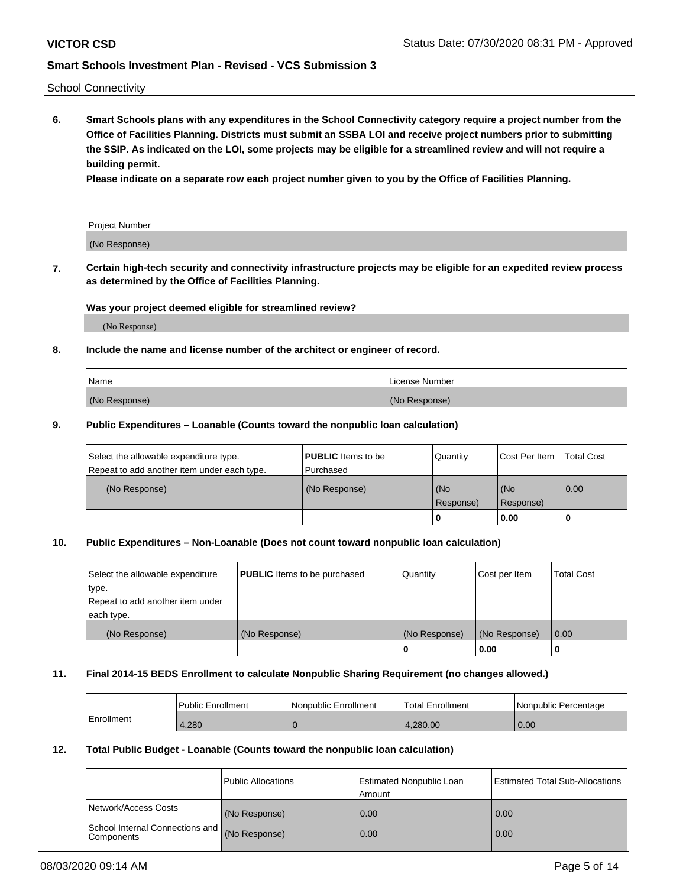School Connectivity

**6. Smart Schools plans with any expenditures in the School Connectivity category require a project number from the Office of Facilities Planning. Districts must submit an SSBA LOI and receive project numbers prior to submitting the SSIP. As indicated on the LOI, some projects may be eligible for a streamlined review and will not require a building permit.**

**Please indicate on a separate row each project number given to you by the Office of Facilities Planning.**

| Project Number |
|---|
| (No Response) |

**7. Certain high-tech security and connectivity infrastructure projects may be eligible for an expedited review process as determined by the Office of Facilities Planning.**

**Was your project deemed eligible for streamlined review?**

(No Response)

**8. Include the name and license number of the architect or engineer of record.**

| Name | License Number |
|---|---|
| (No Response) | (No Response) |

**9. Public Expenditures – Loanable (Counts toward the nonpublic loan calculation)**

| Select the allowable expenditure type. Repeat to add another item under each type. | **PUBLIC** Items to be Purchased | Quantity | Cost Per Item | Total Cost |
|---|---|---|---|---|
| (No Response) | (No Response) | (No Response) | (No Response) | 0.00 |
| | | 0 | 0.00 | 0 |

**10. Public Expenditures – Non-Loanable (Does not count toward nonpublic loan calculation)**

| Select the allowable expenditure type. Repeat to add another item under each type. | **PUBLIC** Items to be purchased | Quantity | Cost per Item | Total Cost |
|---|---|---|---|---|
| (No Response) | (No Response) | (No Response) | (No Response) | 0.00 |
| | | 0 | 0.00 | 0 |

**11. Final 2014-15 BEDS Enrollment to calculate Nonpublic Sharing Requirement (no changes allowed.)**

| | Public Enrollment | Nonpublic Enrollment | Total Enrollment | Nonpublic Percentage |
|---|---|---|---|---|
| Enrollment | 4,280 | 0 | 4,280.00 | 0.00 |

**12. Total Public Budget - Loanable (Counts toward the nonpublic loan calculation)**

| | Public Allocations | Estimated Nonpublic Loan Amount | Estimated Total Sub-Allocations |
|---|---|---|---|
| Network/Access Costs | (No Response) | 0.00 | 0.00 |
| School Internal Connections and Components | (No Response) | 0.00 | 0.00 |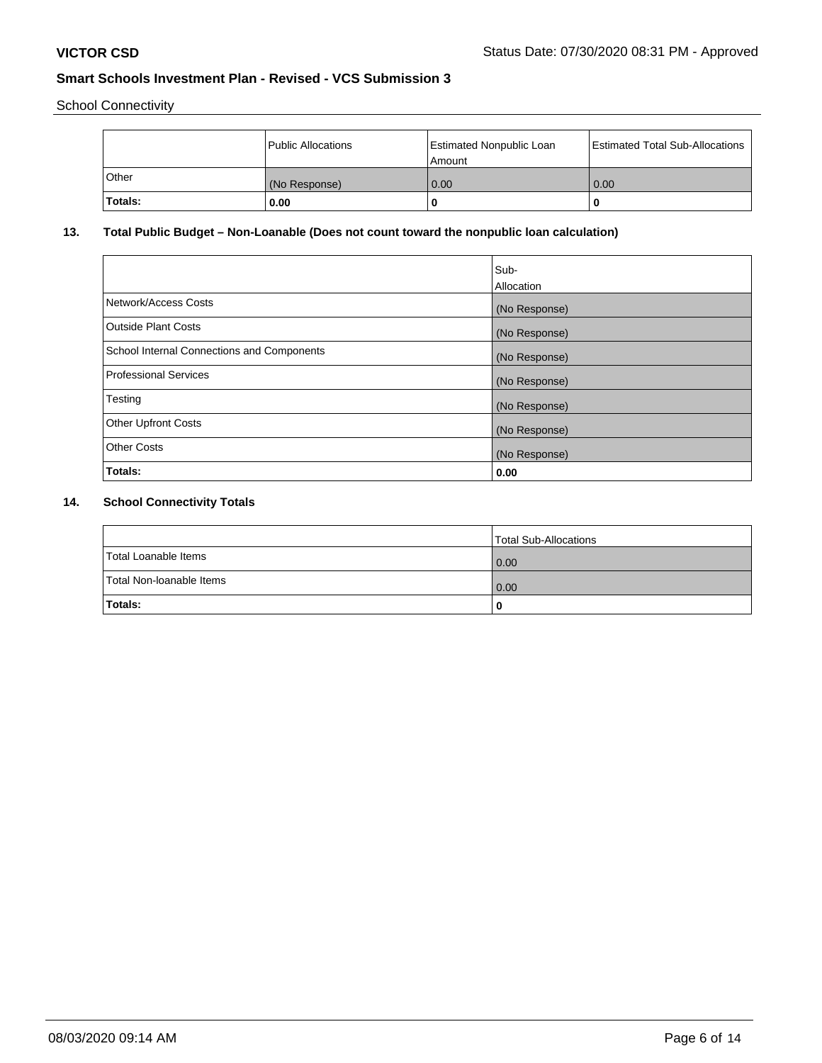School Connectivity

| | Public Allocations | Estimated Nonpublic Loan Amount | Estimated Total Sub-Allocations |
|---|---|---|---|
| Other | (No Response) | 0.00 | 0.00 |
| **Totals:** | **0.00** | **0** | **0** |

**13. Total Public Budget – Non-Loanable (Does not count toward the nonpublic loan calculation)**

| | Sub-Allocation |
|---|---|
| Network/Access Costs | (No Response) |
| Outside Plant Costs | (No Response) |
| School Internal Connections and Components | (No Response) |
| Professional Services | (No Response) |
| Testing | (No Response) |
| Other Upfront Costs | (No Response) |
| Other Costs | (No Response) |
| **Totals:** | **0.00** |

**14. School Connectivity Totals**

| | Total Sub-Allocations |
|---|---|
| Total Loanable Items | 0.00 |
| Total Non-loanable Items | 0.00 |
| **Totals:** | **0** |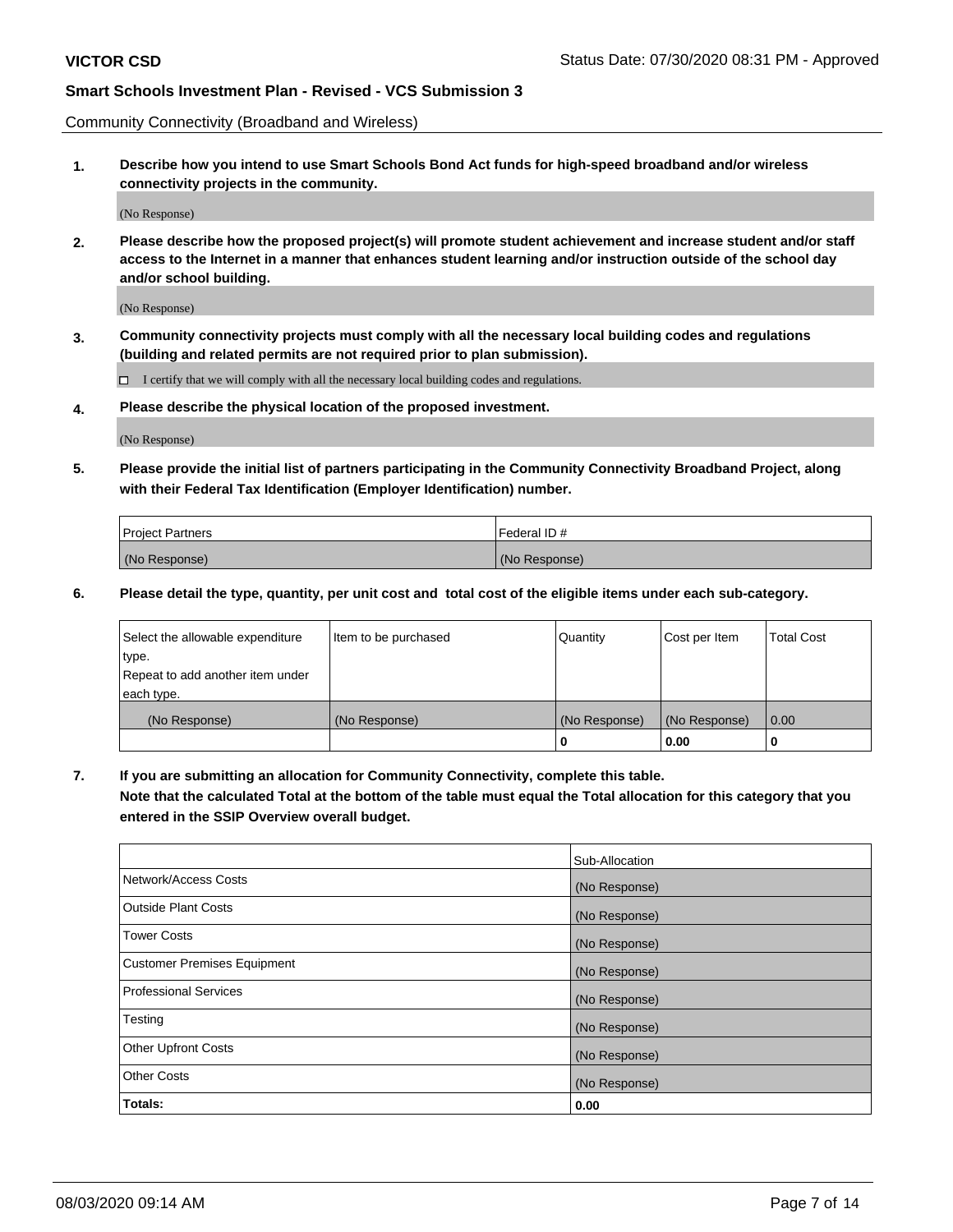Community Connectivity (Broadband and Wireless)

**1. Describe how you intend to use Smart Schools Bond Act funds for high-speed broadband and/or wireless connectivity projects in the community.**

(No Response)

**2. Please describe how the proposed project(s) will promote student achievement and increase student and/or staff access to the Internet in a manner that enhances student learning and/or instruction outside of the school day and/or school building.**

(No Response)

**3. Community connectivity projects must comply with all the necessary local building codes and regulations (building and related permits are not required prior to plan submission).**

☐ I certify that we will comply with all the necessary local building codes and regulations.

**4. Please describe the physical location of the proposed investment.**

(No Response)

**5. Please provide the initial list of partners participating in the Community Connectivity Broadband Project, along with their Federal Tax Identification (Employer Identification) number.**

| Project Partners | Federal ID # |
|---|---|
| (No Response) | (No Response) |

**6. Please detail the type, quantity, per unit cost and total cost of the eligible items under each sub-category.**

| Select the allowable expenditure type. Repeat to add another item under each type. | Item to be purchased | Quantity | Cost per Item | Total Cost |
|---|---|---|---|---|
| (No Response) | (No Response) | (No Response) | (No Response) | 0.00 |
| | | 0 | 0.00 | 0 |

**7. If you are submitting an allocation for Community Connectivity, complete this table. Note that the calculated Total at the bottom of the table must equal the Total allocation for this category that you entered in the SSIP Overview overall budget.**

| | Sub-Allocation |
|---|---|
| Network/Access Costs | (No Response) |
| Outside Plant Costs | (No Response) |
| Tower Costs | (No Response) |
| Customer Premises Equipment | (No Response) |
| Professional Services | (No Response) |
| Testing | (No Response) |
| Other Upfront Costs | (No Response) |
| Other Costs | (No Response) |
| **Totals:** | **0.00** |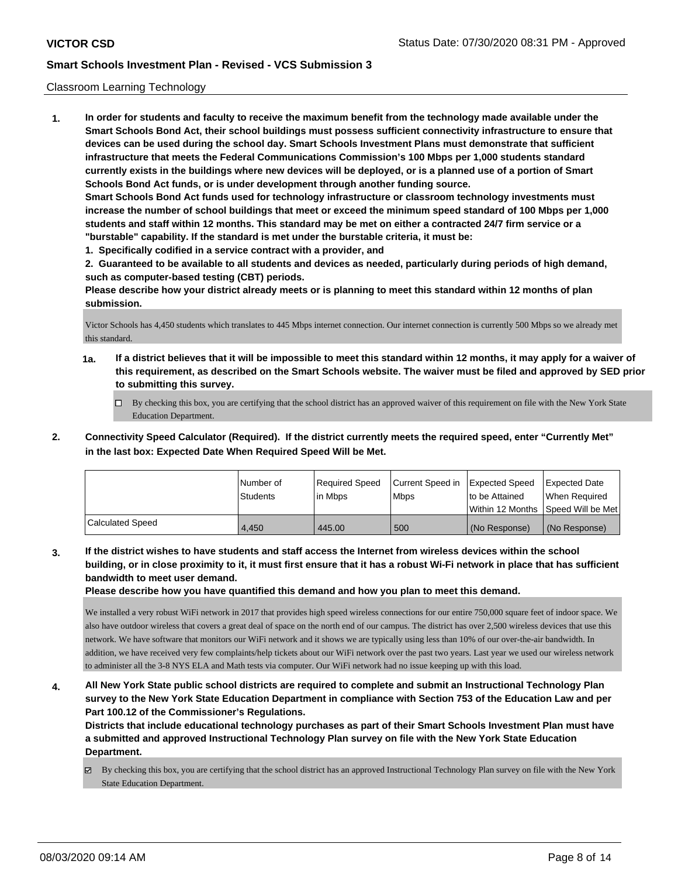Classroom Learning Technology

**1. In order for students and faculty to receive the maximum benefit from the technology made available under the Smart Schools Bond Act, their school buildings must possess sufficient connectivity infrastructure to ensure that devices can be used during the school day. Smart Schools Investment Plans must demonstrate that sufficient infrastructure that meets the Federal Communications Commission's 100 Mbps per 1,000 students standard currently exists in the buildings where new devices will be deployed, or is a planned use of a portion of Smart Schools Bond Act funds, or is under development through another funding source.**

**Smart Schools Bond Act funds used for technology infrastructure or classroom technology investments must increase the number of school buildings that meet or exceed the minimum speed standard of 100 Mbps per 1,000 students and staff within 12 months. This standard may be met on either a contracted 24/7 firm service or a "burstable" capability. If the standard is met under the burstable criteria, it must be:**

**1. Specifically codified in a service contract with a provider, and**

**2. Guaranteed to be available to all students and devices as needed, particularly during periods of high demand, such as computer-based testing (CBT) periods.**

**Please describe how your district already meets or is planning to meet this standard within 12 months of plan submission.**

Victor Schools has 4,450 students which translates to 445 Mbps internet connection. Our internet connection is currently 500 Mbps so we already met this standard.

**1a. If a district believes that it will be impossible to meet this standard within 12 months, it may apply for a waiver of this requirement, as described on the Smart Schools website. The waiver must be filed and approved by SED prior to submitting this survey.**

☐ By checking this box, you are certifying that the school district has an approved waiver of this requirement on file with the New York State Education Department.

**2. Connectivity Speed Calculator (Required). If the district currently meets the required speed, enter "Currently Met" in the last box: Expected Date When Required Speed Will be Met.**

| | Number of Students | Required Speed in Mbps | Current Speed in Mbps | Expected Speed to be Attained Within 12 Months | Expected Date When Required Speed Will be Met |
|---|---|---|---|---|---|
| Calculated Speed | 4,450 | 445.00 | 500 | (No Response) | (No Response) |

**3. If the district wishes to have students and staff access the Internet from wireless devices within the school building, or in close proximity to it, it must first ensure that it has a robust Wi-Fi network in place that has sufficient bandwidth to meet user demand.**

**Please describe how you have quantified this demand and how you plan to meet this demand.**

We installed a very robust WiFi network in 2017 that provides high speed wireless connections for our entire 750,000 square feet of indoor space. We also have outdoor wireless that covers a great deal of space on the north end of our campus. The district has over 2,500 wireless devices that use this network. We have software that monitors our WiFi network and it shows we are typically using less than 10% of our over-the-air bandwidth. In addition, we have received very few complaints/help tickets about our WiFi network over the past two years. Last year we used our wireless network to administer all the 3-8 NYS ELA and Math tests via computer. Our WiFi network had no issue keeping up with this load.

**4. All New York State public school districts are required to complete and submit an Instructional Technology Plan survey to the New York State Education Department in compliance with Section 753 of the Education Law and per Part 100.12 of the Commissioner's Regulations.**

**Districts that include educational technology purchases as part of their Smart Schools Investment Plan must have a submitted and approved Instructional Technology Plan survey on file with the New York State Education Department.**

☑ By checking this box, you are certifying that the school district has an approved Instructional Technology Plan survey on file with the New York State Education Department.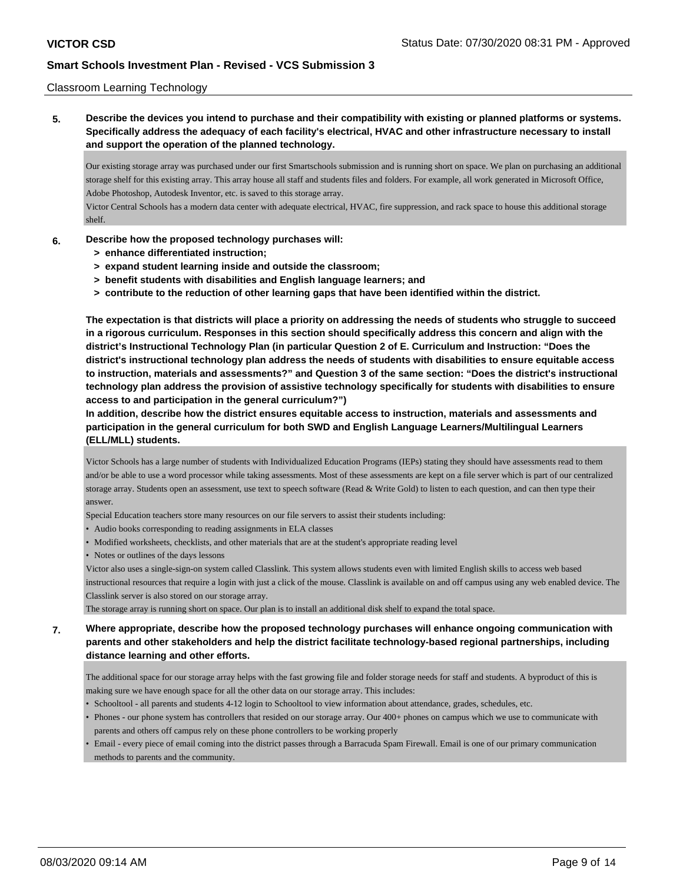Classroom Learning Technology

**5. Describe the devices you intend to purchase and their compatibility with existing or planned platforms or systems. Specifically address the adequacy of each facility's electrical, HVAC and other infrastructure necessary to install and support the operation of the planned technology.**

Our existing storage array was purchased under our first Smartschools submission and is running short on space. We plan on purchasing an additional storage shelf for this existing array. This array house all staff and students files and folders. For example, all work generated in Microsoft Office, Adobe Photoshop, Autodesk Inventor, etc. is saved to this storage array.

Victor Central Schools has a modern data center with adequate electrical, HVAC, fire suppression, and rack space to house this additional storage shelf.

**6. Describe how the proposed technology purchases will:**

- **> enhance differentiated instruction;**
- **> expand student learning inside and outside the classroom;**
- **> benefit students with disabilities and English language learners; and**
- **> contribute to the reduction of other learning gaps that have been identified within the district.**

**The expectation is that districts will place a priority on addressing the needs of students who struggle to succeed in a rigorous curriculum. Responses in this section should specifically address this concern and align with the district's Instructional Technology Plan (in particular Question 2 of E. Curriculum and Instruction: "Does the district's instructional technology plan address the needs of students with disabilities to ensure equitable access to instruction, materials and assessments?" and Question 3 of the same section: "Does the district's instructional technology plan address the provision of assistive technology specifically for students with disabilities to ensure access to and participation in the general curriculum?")**

**In addition, describe how the district ensures equitable access to instruction, materials and assessments and participation in the general curriculum for both SWD and English Language Learners/Multilingual Learners (ELL/MLL) students.**

Victor Schools has a large number of students with Individualized Education Programs (IEPs) stating they should have assessments read to them and/or be able to use a word processor while taking assessments. Most of these assessments are kept on a file server which is part of our centralized storage array. Students open an assessment, use text to speech software (Read & Write Gold) to listen to each question, and can then type their answer.

Special Education teachers store many resources on our file servers to assist their students including:

- Audio books corresponding to reading assignments in ELA classes
- Modified worksheets, checklists, and other materials that are at the student's appropriate reading level
- Notes or outlines of the days lessons

Victor also uses a single-sign-on system called Classlink. This system allows students even with limited English skills to access web based instructional resources that require a login with just a click of the mouse. Classlink is available on and off campus using any web enabled device. The Classlink server is also stored on our storage array.

The storage array is running short on space. Our plan is to install an additional disk shelf to expand the total space.

**7. Where appropriate, describe how the proposed technology purchases will enhance ongoing communication with parents and other stakeholders and help the district facilitate technology-based regional partnerships, including distance learning and other efforts.**

The additional space for our storage array helps with the fast growing file and folder storage needs for staff and students. A byproduct of this is making sure we have enough space for all the other data on our storage array. This includes:

- Schooltool - all parents and students 4-12 login to Schooltool to view information about attendance, grades, schedules, etc.
- Phones - our phone system has controllers that resided on our storage array. Our 400+ phones on campus which we use to communicate with parents and others off campus rely on these phone controllers to be working properly
- Email - every piece of email coming into the district passes through a Barracuda Spam Firewall. Email is one of our primary communication methods to parents and the community.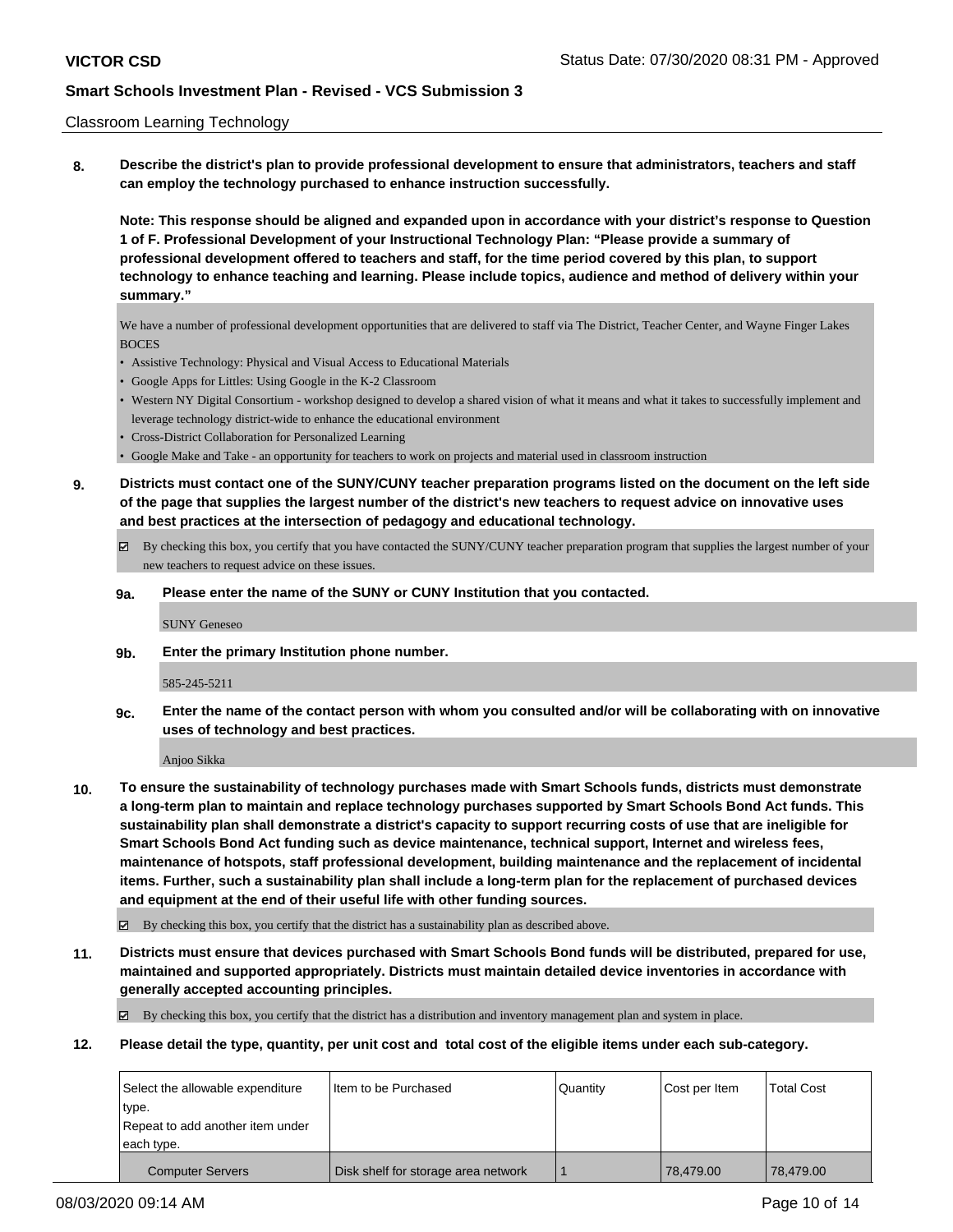Classroom Learning Technology

**8. Describe the district's plan to provide professional development to ensure that administrators, teachers and staff can employ the technology purchased to enhance instruction successfully.**

**Note: This response should be aligned and expanded upon in accordance with your district's response to Question 1 of F. Professional Development of your Instructional Technology Plan: "Please provide a summary of professional development offered to teachers and staff, for the time period covered by this plan, to support technology to enhance teaching and learning. Please include topics, audience and method of delivery within your summary."**

We have a number of professional development opportunities that are delivered to staff via The District, Teacher Center, and Wayne Finger Lakes BOCES

- Assistive Technology: Physical and Visual Access to Educational Materials
- Google Apps for Littles: Using Google in the K-2 Classroom
- Western NY Digital Consortium - workshop designed to develop a shared vision of what it means and what it takes to successfully implement and leverage technology district-wide to enhance the educational environment
- Cross-District Collaboration for Personalized Learning
- Google Make and Take - an opportunity for teachers to work on projects and material used in classroom instruction

**9. Districts must contact one of the SUNY/CUNY teacher preparation programs listed on the document on the left side of the page that supplies the largest number of the district's new teachers to request advice on innovative uses and best practices at the intersection of pedagogy and educational technology.**

☑ By checking this box, you certify that you have contacted the SUNY/CUNY teacher preparation program that supplies the largest number of your new teachers to request advice on these issues.

**9a. Please enter the name of the SUNY or CUNY Institution that you contacted.**

SUNY Geneseo

**9b. Enter the primary Institution phone number.**

585-245-5211

**9c. Enter the name of the contact person with whom you consulted and/or will be collaborating with on innovative uses of technology and best practices.**

Anjoo Sikka

**10. To ensure the sustainability of technology purchases made with Smart Schools funds, districts must demonstrate a long-term plan to maintain and replace technology purchases supported by Smart Schools Bond Act funds. This sustainability plan shall demonstrate a district's capacity to support recurring costs of use that are ineligible for Smart Schools Bond Act funding such as device maintenance, technical support, Internet and wireless fees, maintenance of hotspots, staff professional development, building maintenance and the replacement of incidental items. Further, such a sustainability plan shall include a long-term plan for the replacement of purchased devices and equipment at the end of their useful life with other funding sources.**

☑ By checking this box, you certify that the district has a sustainability plan as described above.

**11. Districts must ensure that devices purchased with Smart Schools Bond funds will be distributed, prepared for use, maintained and supported appropriately. Districts must maintain detailed device inventories in accordance with generally accepted accounting principles.**

☑ By checking this box, you certify that the district has a distribution and inventory management plan and system in place.

**12. Please detail the type, quantity, per unit cost and total cost of the eligible items under each sub-category.**

| Select the allowable expenditure type. Repeat to add another item under each type. | Item to be Purchased | Quantity | Cost per Item | Total Cost |
|---|---|---|---|---|
| Computer Servers | Disk shelf for storage area network | 1 | 78,479.00 | 78,479.00 |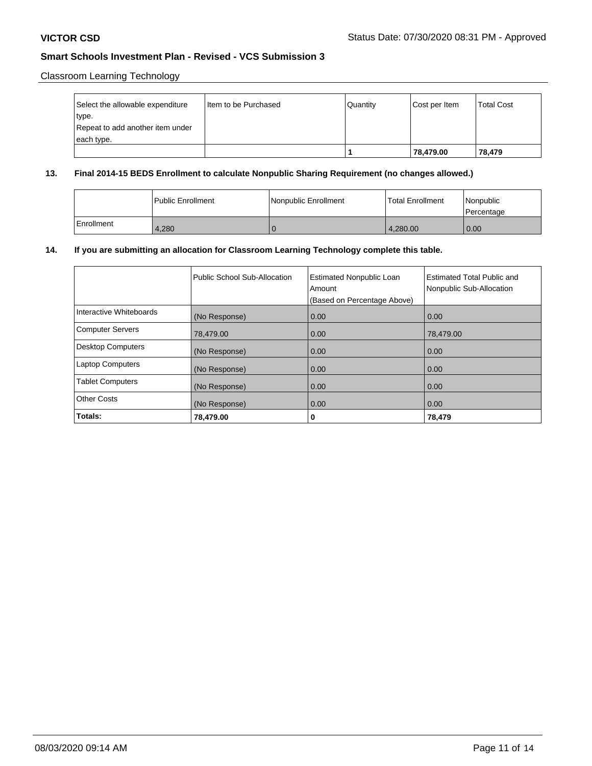Classroom Learning Technology

| Select the allowable expenditure type. Repeat to add another item under each type. | Item to be Purchased | Quantity | Cost per Item | Total Cost |
|---|---|---|---|---|
| | | **1** | **78,479.00** | **78,479** |

**13. Final 2014-15 BEDS Enrollment to calculate Nonpublic Sharing Requirement (no changes allowed.)**

| | Public Enrollment | Nonpublic Enrollment | Total Enrollment | Nonpublic Percentage |
|---|---|---|---|---|
| Enrollment | 4,280 | 0 | 4,280.00 | 0.00 |

**14. If you are submitting an allocation for Classroom Learning Technology complete this table.**

| | Public School Sub-Allocation | Estimated Nonpublic Loan Amount (Based on Percentage Above) | Estimated Total Public and Nonpublic Sub-Allocation |
|---|---|---|---|
| Interactive Whiteboards | (No Response) | 0.00 | 0.00 |
| Computer Servers | 78,479.00 | 0.00 | 78,479.00 |
| Desktop Computers | (No Response) | 0.00 | 0.00 |
| Laptop Computers | (No Response) | 0.00 | 0.00 |
| Tablet Computers | (No Response) | 0.00 | 0.00 |
| Other Costs | (No Response) | 0.00 | 0.00 |
| **Totals:** | **78,479.00** | **0** | **78,479** |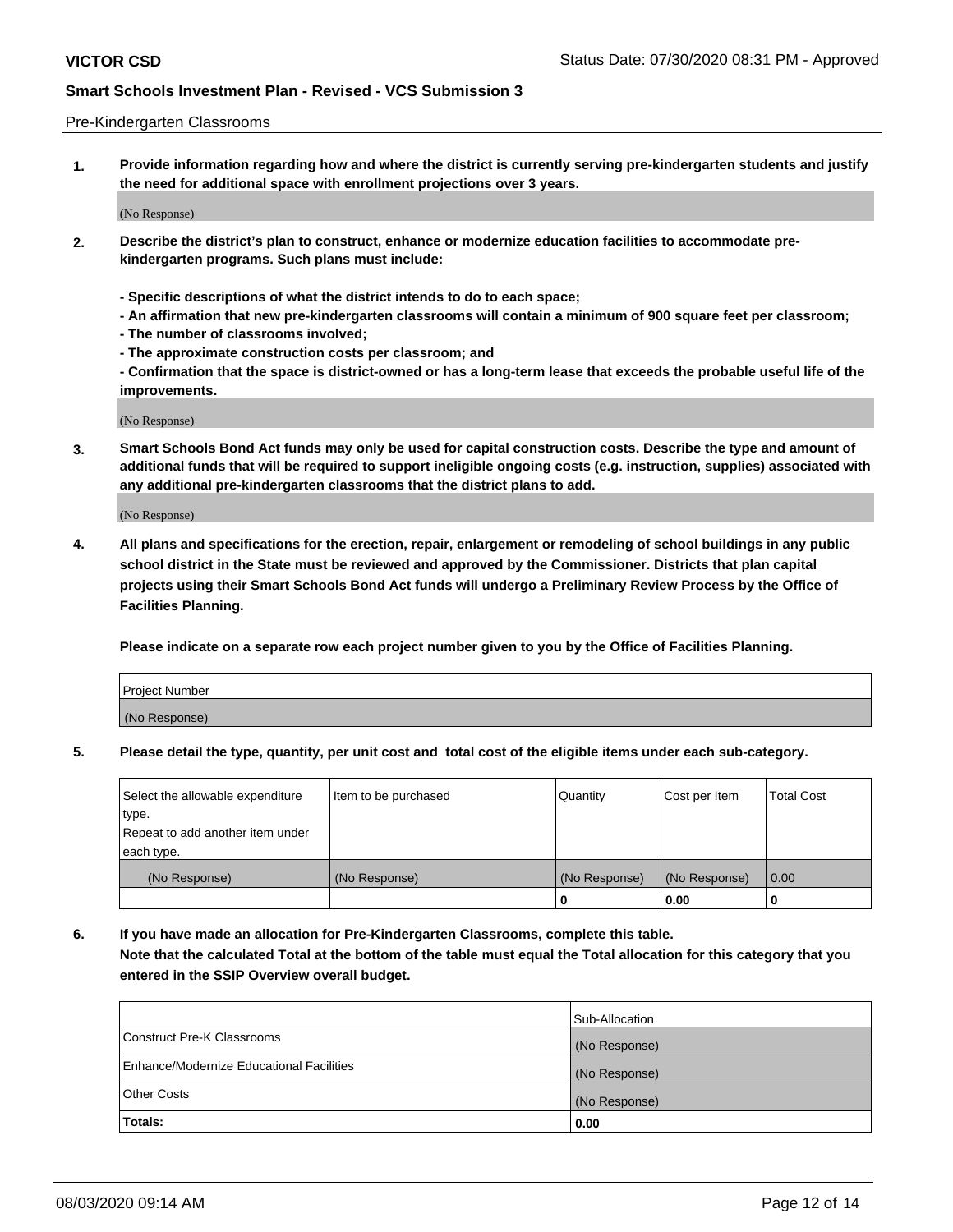Pre-Kindergarten Classrooms

**1. Provide information regarding how and where the district is currently serving pre-kindergarten students and justify the need for additional space with enrollment projections over 3 years.**

(No Response)

**2. Describe the district's plan to construct, enhance or modernize education facilities to accommodate pre-kindergarten programs. Such plans must include:**

**- Specific descriptions of what the district intends to do to each space;**
**- An affirmation that new pre-kindergarten classrooms will contain a minimum of 900 square feet per classroom;**
**- The number of classrooms involved;**
**- The approximate construction costs per classroom; and**
**- Confirmation that the space is district-owned or has a long-term lease that exceeds the probable useful life of the improvements.**

(No Response)

**3. Smart Schools Bond Act funds may only be used for capital construction costs. Describe the type and amount of additional funds that will be required to support ineligible ongoing costs (e.g. instruction, supplies) associated with any additional pre-kindergarten classrooms that the district plans to add.**

(No Response)

**4. All plans and specifications for the erection, repair, enlargement or remodeling of school buildings in any public school district in the State must be reviewed and approved by the Commissioner. Districts that plan capital projects using their Smart Schools Bond Act funds will undergo a Preliminary Review Process by the Office of Facilities Planning.**

**Please indicate on a separate row each project number given to you by the Office of Facilities Planning.**

| Project Number |
|---|
| (No Response) |

**5. Please detail the type, quantity, per unit cost and total cost of the eligible items under each sub-category.**

| Select the allowable expenditure type. Repeat to add another item under each type. | Item to be purchased | Quantity | Cost per Item | Total Cost |
|---|---|---|---|---|
| (No Response) | (No Response) | (No Response) | (No Response) | 0.00 |
| | | 0 | 0.00 | 0 |

**6. If you have made an allocation for Pre-Kindergarten Classrooms, complete this table. Note that the calculated Total at the bottom of the table must equal the Total allocation for this category that you entered in the SSIP Overview overall budget.**

| | Sub-Allocation |
|---|---|
| Construct Pre-K Classrooms | (No Response) |
| Enhance/Modernize Educational Facilities | (No Response) |
| Other Costs | (No Response) |
| **Totals:** | **0.00** |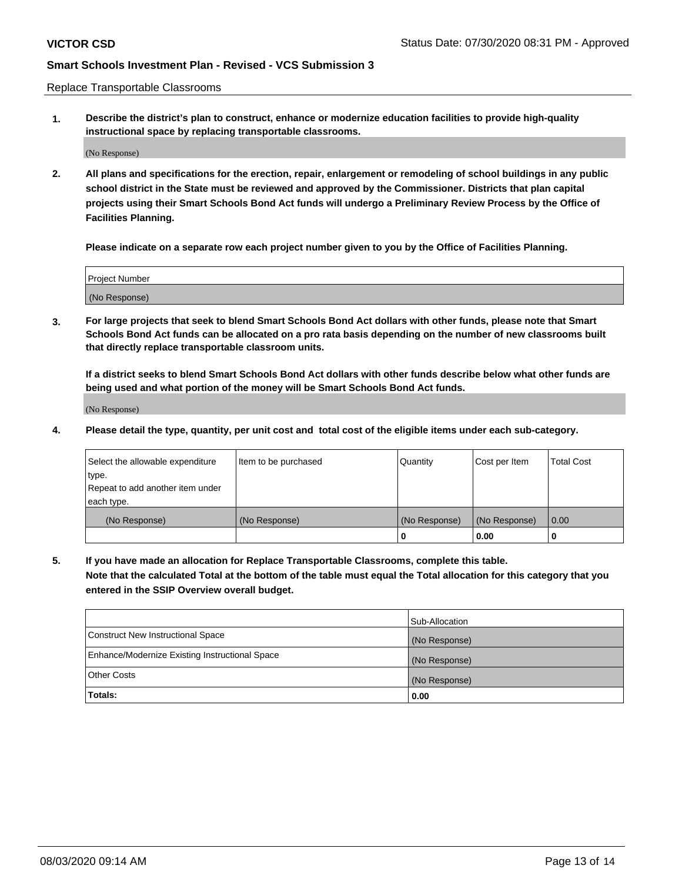Replace Transportable Classrooms

**1. Describe the district's plan to construct, enhance or modernize education facilities to provide high-quality instructional space by replacing transportable classrooms.**

(No Response)

**2. All plans and specifications for the erection, repair, enlargement or remodeling of school buildings in any public school district in the State must be reviewed and approved by the Commissioner. Districts that plan capital projects using their Smart Schools Bond Act funds will undergo a Preliminary Review Process by the Office of Facilities Planning.**

**Please indicate on a separate row each project number given to you by the Office of Facilities Planning.**

| Project Number |
|---|
| (No Response) |

**3. For large projects that seek to blend Smart Schools Bond Act dollars with other funds, please note that Smart Schools Bond Act funds can be allocated on a pro rata basis depending on the number of new classrooms built that directly replace transportable classroom units.**

**If a district seeks to blend Smart Schools Bond Act dollars with other funds describe below what other funds are being used and what portion of the money will be Smart Schools Bond Act funds.**

(No Response)

**4. Please detail the type, quantity, per unit cost and total cost of the eligible items under each sub-category.**

| Select the allowable expenditure type. Repeat to add another item under each type. | Item to be purchased | Quantity | Cost per Item | Total Cost |
|---|---|---|---|---|
| (No Response) | (No Response) | (No Response) | (No Response) | 0.00 |
| | | 0 | 0.00 | 0 |

**5. If you have made an allocation for Replace Transportable Classrooms, complete this table. Note that the calculated Total at the bottom of the table must equal the Total allocation for this category that you entered in the SSIP Overview overall budget.**

| | Sub-Allocation |
|---|---|
| Construct New Instructional Space | (No Response) |
| Enhance/Modernize Existing Instructional Space | (No Response) |
| Other Costs | (No Response) |
| **Totals:** | **0.00** |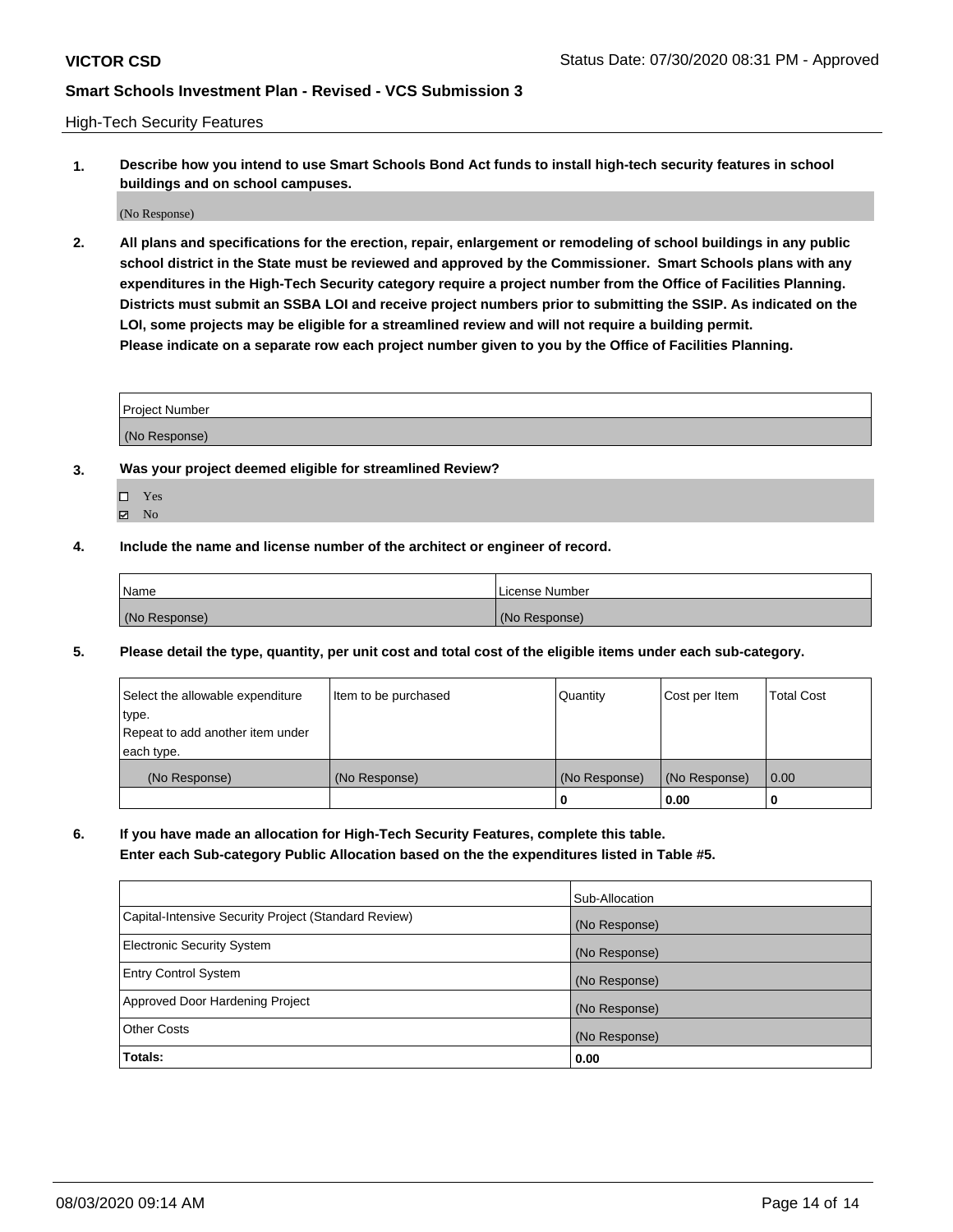High-Tech Security Features

**1. Describe how you intend to use Smart Schools Bond Act funds to install high-tech security features in school buildings and on school campuses.**

(No Response)

**2. All plans and specifications for the erection, repair, enlargement or remodeling of school buildings in any public school district in the State must be reviewed and approved by the Commissioner. Smart Schools plans with any expenditures in the High-Tech Security category require a project number from the Office of Facilities Planning. Districts must submit an SSBA LOI and receive project numbers prior to submitting the SSIP. As indicated on the LOI, some projects may be eligible for a streamlined review and will not require a building permit.**
**Please indicate on a separate row each project number given to you by the Office of Facilities Planning.**

| Project Number |
|---|
| (No Response) |

**3. Was your project deemed eligible for streamlined Review?**

☐ Yes
☑ No

**4. Include the name and license number of the architect or engineer of record.**

| Name | License Number |
|---|---|
| (No Response) | (No Response) |

**5. Please detail the type, quantity, per unit cost and total cost of the eligible items under each sub-category.**

| Select the allowable expenditure type. Repeat to add another item under each type. | Item to be purchased | Quantity | Cost per Item | Total Cost |
|---|---|---|---|---|
| (No Response) | (No Response) | (No Response) | (No Response) | 0.00 |
| | | 0 | 0.00 | 0 |

**6. If you have made an allocation for High-Tech Security Features, complete this table.**
**Enter each Sub-category Public Allocation based on the the expenditures listed in Table #5.**

| | Sub-Allocation |
|---|---|
| Capital-Intensive Security Project (Standard Review) | (No Response) |
| Electronic Security System | (No Response) |
| Entry Control System | (No Response) |
| Approved Door Hardening Project | (No Response) |
| Other Costs | (No Response) |
| **Totals:** | **0.00** |